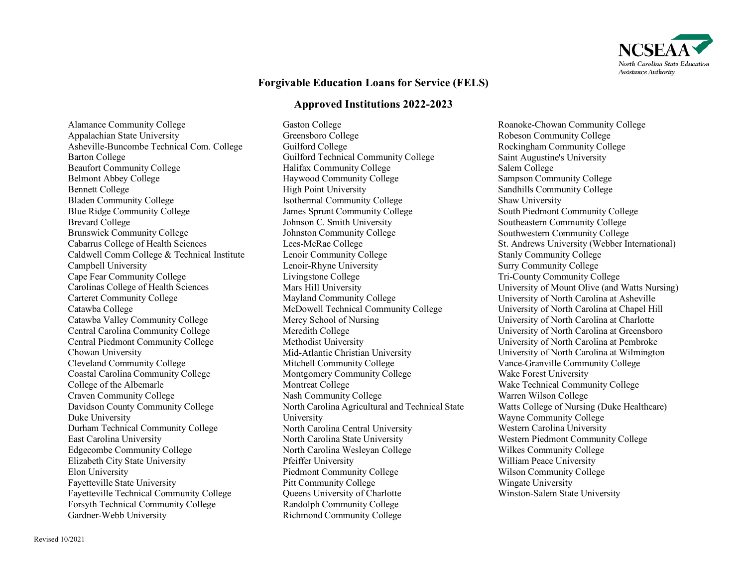NCSEAA
*North Carolina State Education Assistance Authority*

## Forgivable Education Loans for Service (FELS)

## Approved Institutions 2022-2023

Alamance Community College
Appalachian State University
Asheville-Buncombe Technical Com. College
Barton College
Beaufort Community College
Belmont Abbey College
Bennett College
Bladen Community College
Blue Ridge Community College
Brevard College
Brunswick Community College
Cabarrus College of Health Sciences
Caldwell Comm College & Technical Institute
Campbell University
Cape Fear Community College
Carolinas College of Health Sciences
Carteret Community College
Catawba College
Catawba Valley Community College
Central Carolina Community College
Central Piedmont Community College
Chowan University
Cleveland Community College
Coastal Carolina Community College
College of the Albemarle
Craven Community College
Davidson County Community College
Duke University
Durham Technical Community College
East Carolina University
Edgecombe Community College
Elizabeth City State University
Elon University
Fayetteville State University
Fayetteville Technical Community College
Forsyth Technical Community College
Gardner-Webb University
Gaston College
Greensboro College
Guilford College
Guilford Technical Community College
Halifax Community College
Haywood Community College
High Point University
Isothermal Community College
James Sprunt Community College
Johnson C. Smith University
Johnston Community College
Lees-McRae College
Lenoir Community College
Lenoir-Rhyne University
Livingstone College
Mars Hill University
Mayland Community College
McDowell Technical Community College
Mercy School of Nursing
Meredith College
Methodist University
Mid-Atlantic Christian University
Mitchell Community College
Montgomery Community College
Montreat College
Nash Community College
North Carolina Agricultural and Technical State University
North Carolina Central University
North Carolina State University
North Carolina Wesleyan College
Pfeiffer University
Piedmont Community College
Pitt Community College
Queens University of Charlotte
Randolph Community College
Richmond Community College
Roanoke-Chowan Community College
Robeson Community College
Rockingham Community College
Saint Augustine's University
Salem College
Sampson Community College
Sandhills Community College
Shaw University
South Piedmont Community College
Southeastern Community College
Southwestern Community College
St. Andrews University (Webber International)
Stanly Community College
Surry Community College
Tri-County Community College
University of Mount Olive (and Watts Nursing)
University of North Carolina at Asheville
University of North Carolina at Chapel Hill
University of North Carolina at Charlotte
University of North Carolina at Greensboro
University of North Carolina at Pembroke
University of North Carolina at Wilmington
Vance-Granville Community College
Wake Forest University
Wake Technical Community College
Warren Wilson College
Watts College of Nursing (Duke Healthcare)
Wayne Community College
Western Carolina University
Western Piedmont Community College
Wilkes Community College
William Peace University
Wilson Community College
Wingate University
Winston-Salem State University

Revised 10/2021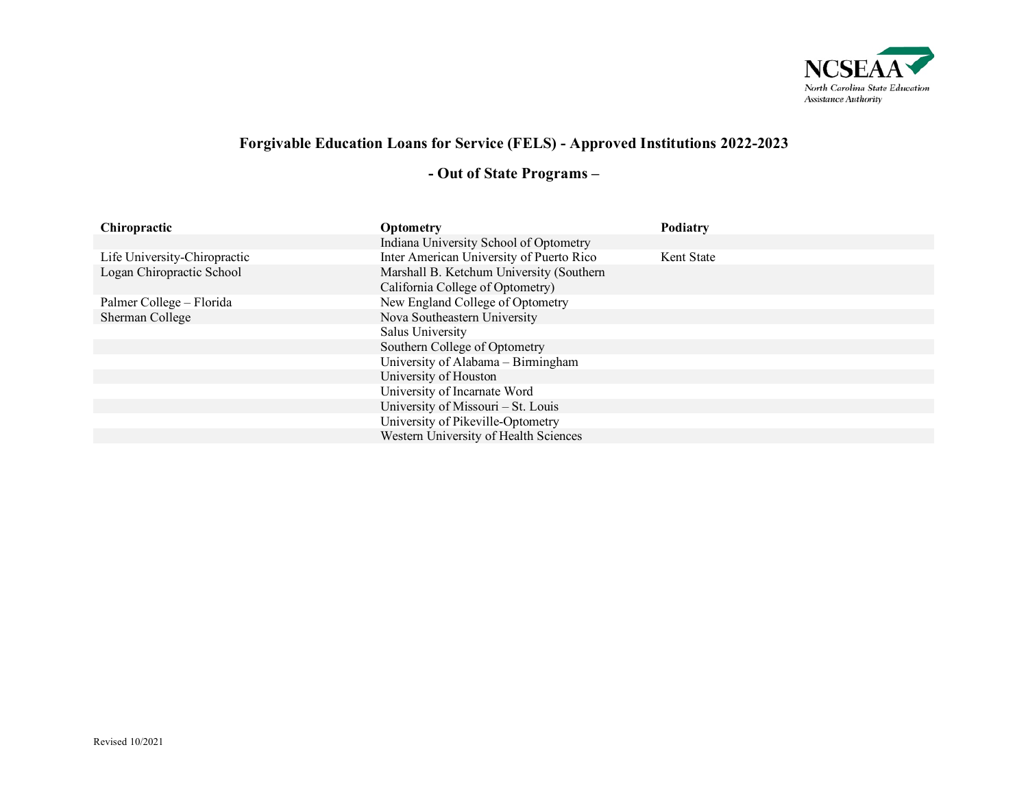## Forgivable Education Loans for Service (FELS) - Approved Institutions 2022-2023

### - Out of State Programs –

| Chiropractic | Optometry | Podiatry |
|---|---|---|
| | Indiana University School of Optometry | |
| Life University-Chiropractic | Inter American University of Puerto Rico | Kent State |
| Logan Chiropractic School | Marshall B. Ketchum University (Southern California College of Optometry) | |
| Palmer College – Florida | New England College of Optometry | |
| Sherman College | Nova Southeastern University | |
| | Salus University | |
| | Southern College of Optometry | |
| | University of Alabama – Birmingham | |
| | University of Houston | |
| | University of Incarnate Word | |
| | University of Missouri – St. Louis | |
| | University of Pikeville-Optometry | |
| | Western University of Health Sciences | |

Revised 10/2021